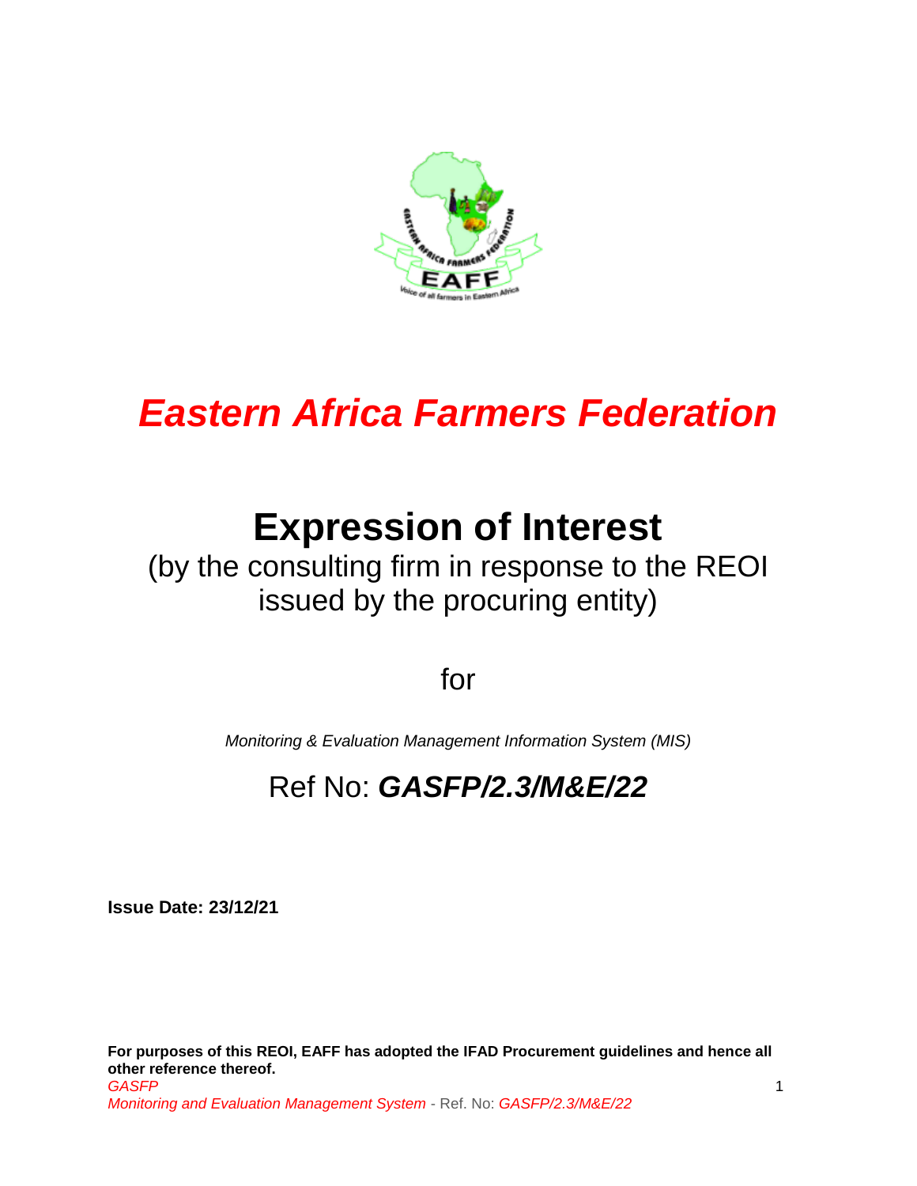# *Eastern Africa Farmers Federation*

# Expression of Interest

(by the consulting firm in response to the REOI issued by the procuring entity)

for

*Monitoring & Evaluation Management Information System (MIS)*

## Ref No: ***GASFP/2.3/M&E/22***

**Issue Date: 23/12/21**

**For purposes of this REOI, EAFF has adopted the IFAD Procurement guidelines and hence all other reference thereof.**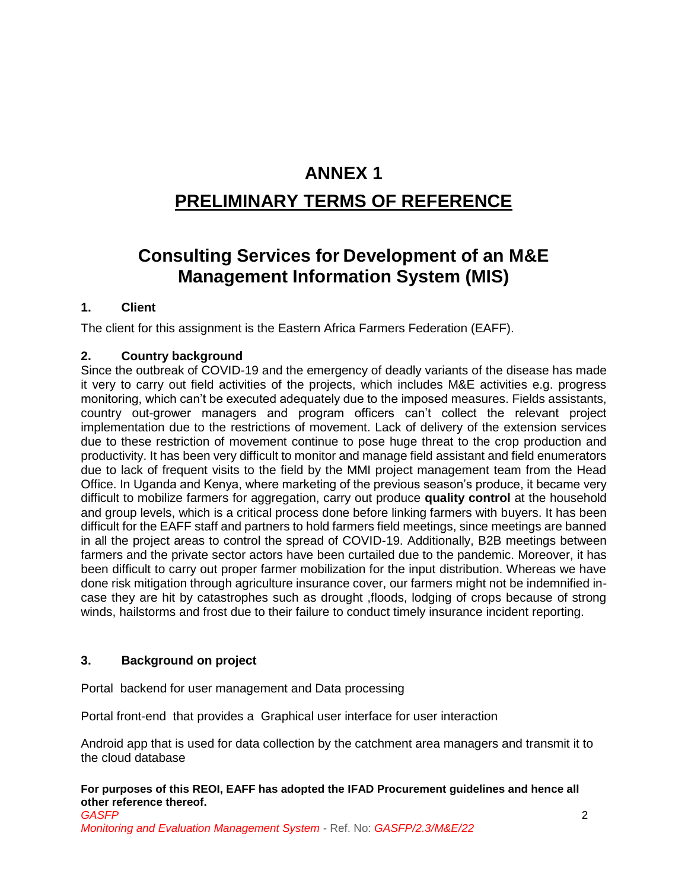# ANNEX 1

# PRELIMINARY TERMS OF REFERENCE

## Consulting Services for Development of an M&E Management Information System (MIS)

### 1. Client

The client for this assignment is the Eastern Africa Farmers Federation (EAFF).

### 2. Country background

Since the outbreak of COVID-19 and the emergency of deadly variants of the disease has made it very to carry out field activities of the projects, which includes M&E activities e.g. progress monitoring, which can't be executed adequately due to the imposed measures. Fields assistants, country out-grower managers and program officers can't collect the relevant project implementation due to the restrictions of movement. Lack of delivery of the extension services due to these restriction of movement continue to pose huge threat to the crop production and productivity. It has been very difficult to monitor and manage field assistant and field enumerators due to lack of frequent visits to the field by the MMI project management team from the Head Office. In Uganda and Kenya, where marketing of the previous season's produce, it became very difficult to mobilize farmers for aggregation, carry out produce **quality control** at the household and group levels, which is a critical process done before linking farmers with buyers. It has been difficult for the EAFF staff and partners to hold farmers field meetings, since meetings are banned in all the project areas to control the spread of COVID-19. Additionally, B2B meetings between farmers and the private sector actors have been curtailed due to the pandemic. Moreover, it has been difficult to carry out proper farmer mobilization for the input distribution. Whereas we have done risk mitigation through agriculture insurance cover, our farmers might not be indemnified in-case they are hit by catastrophes such as drought ,floods, lodging of crops because of strong winds, hailstorms and frost due to their failure to conduct timely insurance incident reporting.

### 3. Background on project

Portal backend for user management and Data processing

Portal front-end that provides a Graphical user interface for user interaction

Android app that is used for data collection by the catchment area managers and transmit it to the cloud database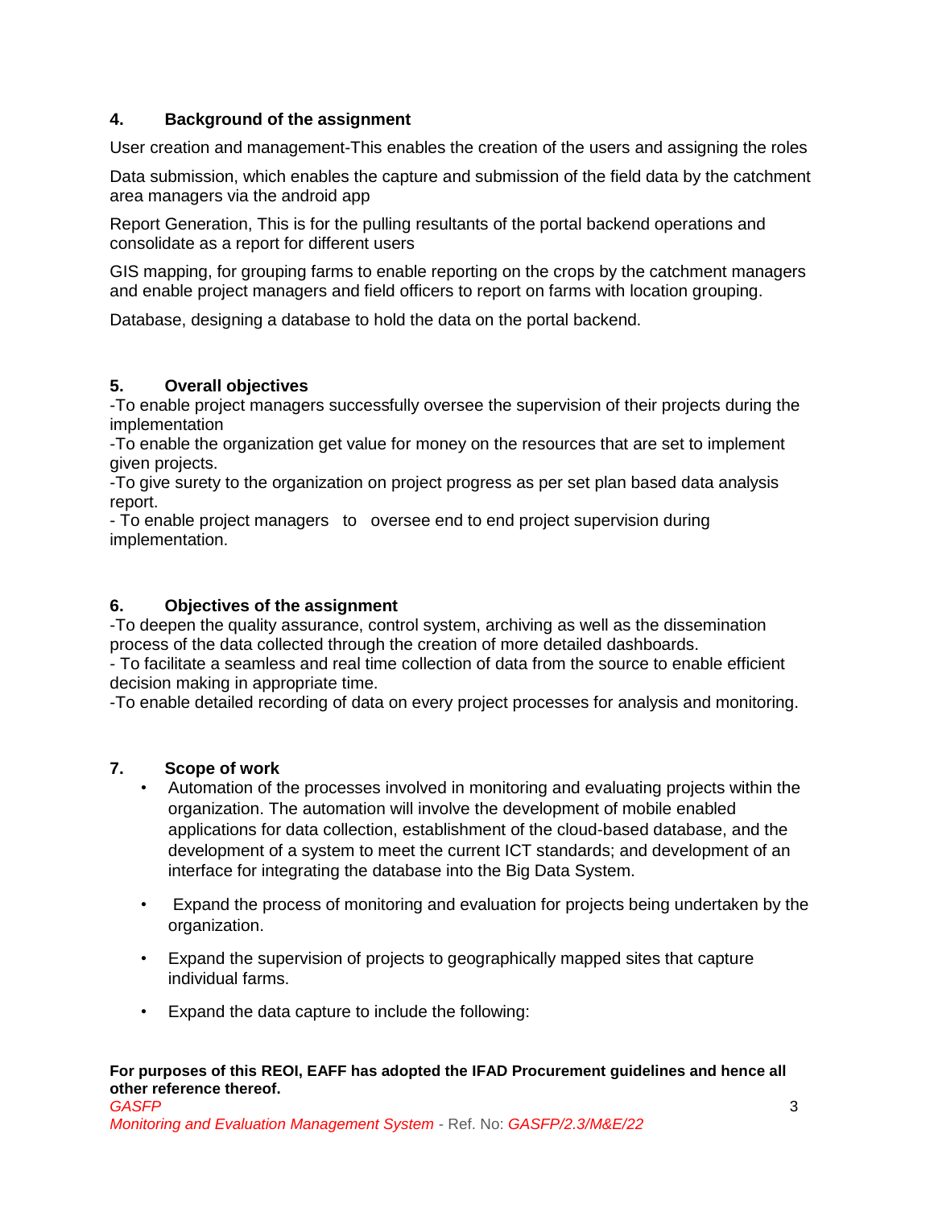## 4. Background of the assignment

User creation and management-This enables the creation of the users and assigning the roles

Data submission, which enables the capture and submission of the field data by the catchment area managers via the android app

Report Generation, This is for the pulling resultants of the portal backend operations and consolidate as a report for different users

GIS mapping, for grouping farms to enable reporting on the crops by the catchment managers and enable project managers and field officers to report on farms with location grouping.

Database, designing a database to hold the data on the portal backend.

## 5. Overall objectives

-To enable project managers successfully oversee the supervision of their projects during the implementation

-To enable the organization get value for money on the resources that are set to implement given projects.

-To give surety to the organization on project progress as per set plan based data analysis report.

- To enable project managers to oversee end to end project supervision during implementation.

## 6. Objectives of the assignment

-To deepen the quality assurance, control system, archiving as well as the dissemination process of the data collected through the creation of more detailed dashboards.

- To facilitate a seamless and real time collection of data from the source to enable efficient decision making in appropriate time.

-To enable detailed recording of data on every project processes for analysis and monitoring.

## 7. Scope of work

- Automation of the processes involved in monitoring and evaluating projects within the organization. The automation will involve the development of mobile enabled applications for data collection, establishment of the cloud-based database, and the development of a system to meet the current ICT standards; and development of an interface for integrating the database into the Big Data System.
- Expand the process of monitoring and evaluation for projects being undertaken by the organization.
- Expand the supervision of projects to geographically mapped sites that capture individual farms.
- Expand the data capture to include the following:

**For purposes of this REOI, EAFF has adopted the IFAD Procurement guidelines and hence all other reference thereof.**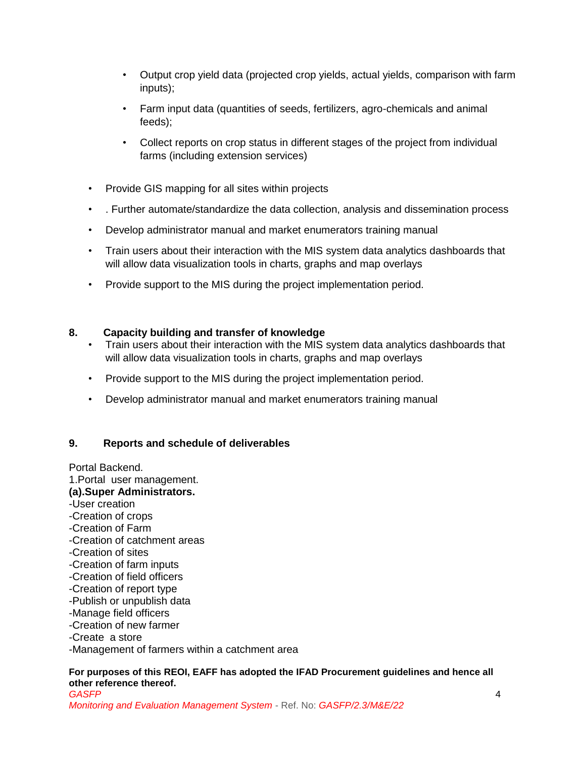- Output crop yield data (projected crop yields, actual yields, comparison with farm inputs);
  - Farm input data (quantities of seeds, fertilizers, agro-chemicals and animal feeds);
  - Collect reports on crop status in different stages of the project from individual farms (including extension services)

- Provide GIS mapping for all sites within projects
- . Further automate/standardize the data collection, analysis and dissemination process
- Develop administrator manual and market enumerators training manual
- Train users about their interaction with the MIS system data analytics dashboards that will allow data visualization tools in charts, graphs and map overlays
- Provide support to the MIS during the project implementation period.

## 8. Capacity building and transfer of knowledge

- Train users about their interaction with the MIS system data analytics dashboards that will allow data visualization tools in charts, graphs and map overlays
- Provide support to the MIS during the project implementation period.
- Develop administrator manual and market enumerators training manual

## 9. Reports and schedule of deliverables

Portal Backend.
1.Portal user management.
**(a).Super Administrators.**
-User creation
-Creation of crops
-Creation of Farm
-Creation of catchment areas
-Creation of sites
-Creation of farm inputs
-Creation of field officers
-Creation of report type
-Publish or unpublish data
-Manage field officers
-Creation of new farmer
-Create a store
-Management of farmers within a catchment area

**For purposes of this REOI, EAFF has adopted the IFAD Procurement guidelines and hence all other reference thereof.**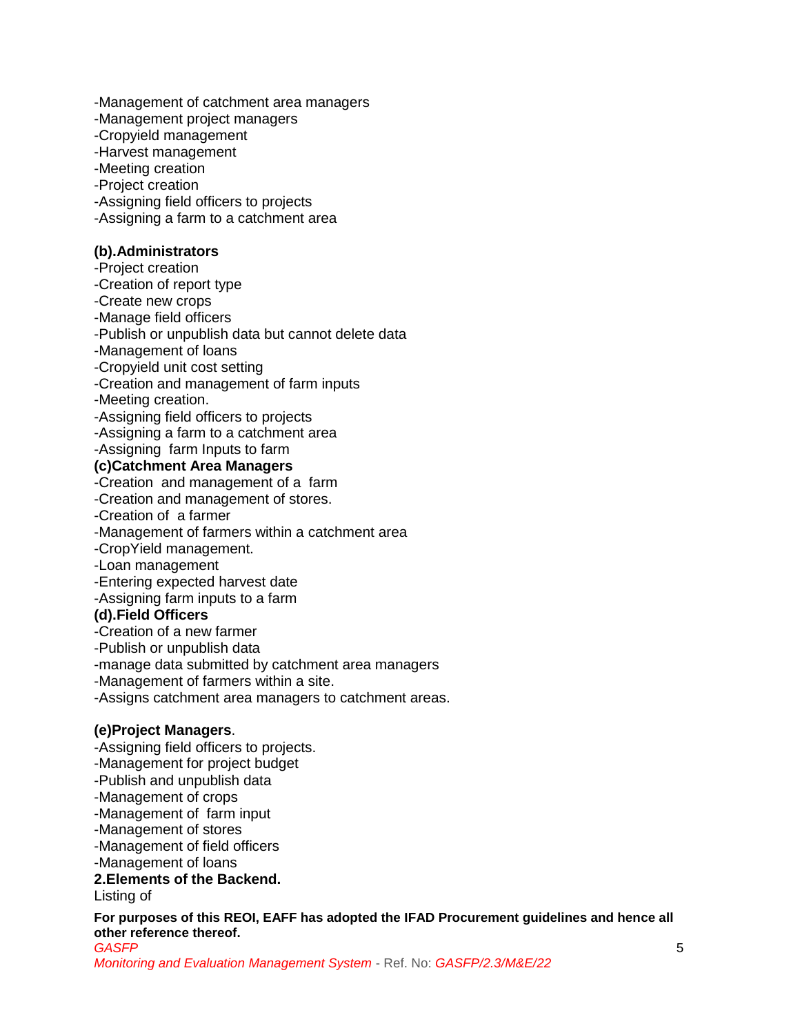-Management of catchment area managers
-Management project managers
-Cropyield management
-Harvest management
-Meeting creation
-Project creation
-Assigning field officers to projects
-Assigning a farm to a catchment area

**(b).Administrators**
-Project creation
-Creation of report type
-Create new crops
-Manage field officers
-Publish or unpublish data but cannot delete data
-Management of loans
-Cropyield unit cost setting
-Creation and management of farm inputs
-Meeting creation.
-Assigning field officers to projects
-Assigning a farm to a catchment area
-Assigning farm Inputs to farm
**(c)Catchment Area Managers**
-Creation and management of a farm
-Creation and management of stores.
-Creation of a farmer
-Management of farmers within a catchment area
-CropYield management.
-Loan management
-Entering expected harvest date
-Assigning farm inputs to a farm
**(d).Field Officers**
-Creation of a new farmer
-Publish or unpublish data
-manage data submitted by catchment area managers
-Management of farmers within a site.
-Assigns catchment area managers to catchment areas.

**(e)Project Managers**.
-Assigning field officers to projects.
-Management for project budget
-Publish and unpublish data
-Management of crops
-Management of farm input
-Management of stores
-Management of field officers
-Management of loans
**2.Elements of the Backend.**
Listing of

**For purposes of this REOI, EAFF has adopted the IFAD Procurement guidelines and hence all other reference thereof.**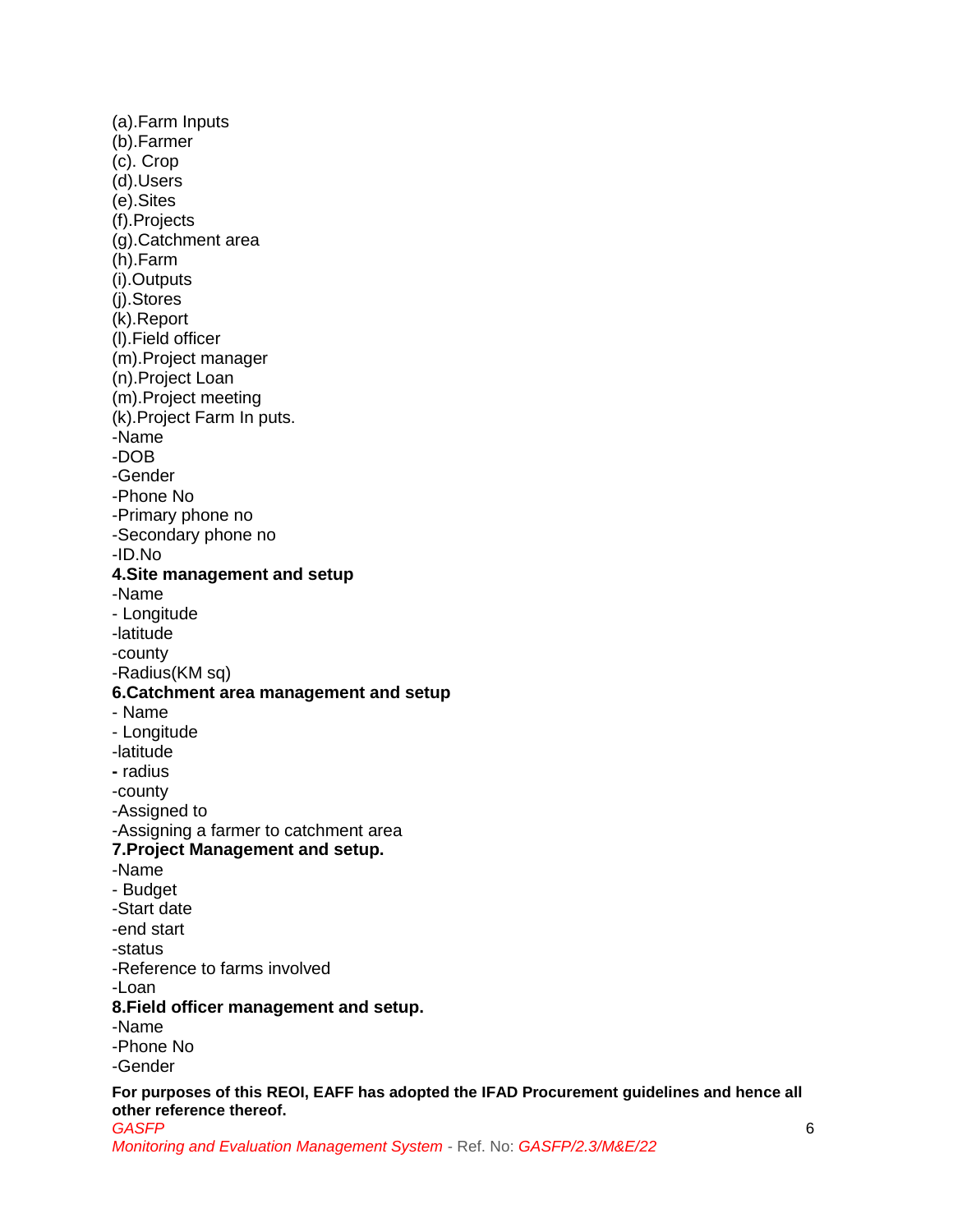(a).Farm Inputs
(b).Farmer
(c). Crop
(d).Users
(e).Sites
(f).Projects
(g).Catchment area
(h).Farm
(i).Outputs
(j).Stores
(k).Report
(l).Field officer
(m).Project manager
(n).Project Loan
(m).Project meeting
(k).Project Farm In puts.
-Name
-DOB
-Gender
-Phone No
-Primary phone no
-Secondary phone no
-ID.No

**4.Site management and setup**

-Name
- Longitude
-latitude
-county
-Radius(KM sq)

**6.Catchment area management and setup**

- Name
- Longitude
-latitude
**-** radius
-county
-Assigned to
-Assigning a farmer to catchment area

**7.Project Management and setup.**

-Name
- Budget
-Start date
-end start
-status
-Reference to farms involved
-Loan

**8.Field officer management and setup.**

-Name
-Phone No
-Gender

**For purposes of this REOI, EAFF has adopted the IFAD Procurement guidelines and hence all other reference thereof.**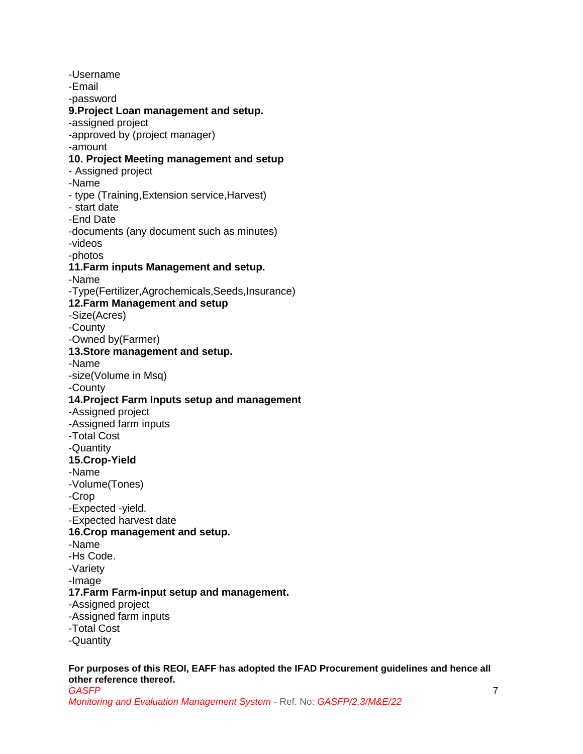-Username
-Email
-password

**9.Project Loan management and setup.**
-assigned project
-approved by (project manager)
-amount

**10. Project Meeting management and setup**
- Assigned project
-Name
- type (Training,Extension service,Harvest)
- start date
-End Date
-documents (any document such as minutes)
-videos
-photos

**11.Farm inputs Management and setup.**
-Name
-Type(Fertilizer,Agrochemicals,Seeds,Insurance)

**12.Farm Management and setup**
-Size(Acres)
-County
-Owned by(Farmer)

**13.Store management and setup.**
-Name
-size(Volume in Msq)
-County

**14.Project Farm Inputs setup and management**
-Assigned project
-Assigned farm inputs
-Total Cost
-Quantity

**15.Crop-Yield**
-Name
-Volume(Tones)
-Crop
-Expected -yield.
-Expected harvest date

**16.Crop management and setup.**
-Name
-Hs Code.
-Variety
-Image

**17.Farm Farm-input setup and management.**
-Assigned project
-Assigned farm inputs
-Total Cost
-Quantity

**For purposes of this REOI, EAFF has adopted the IFAD Procurement guidelines and hence all other reference thereof.**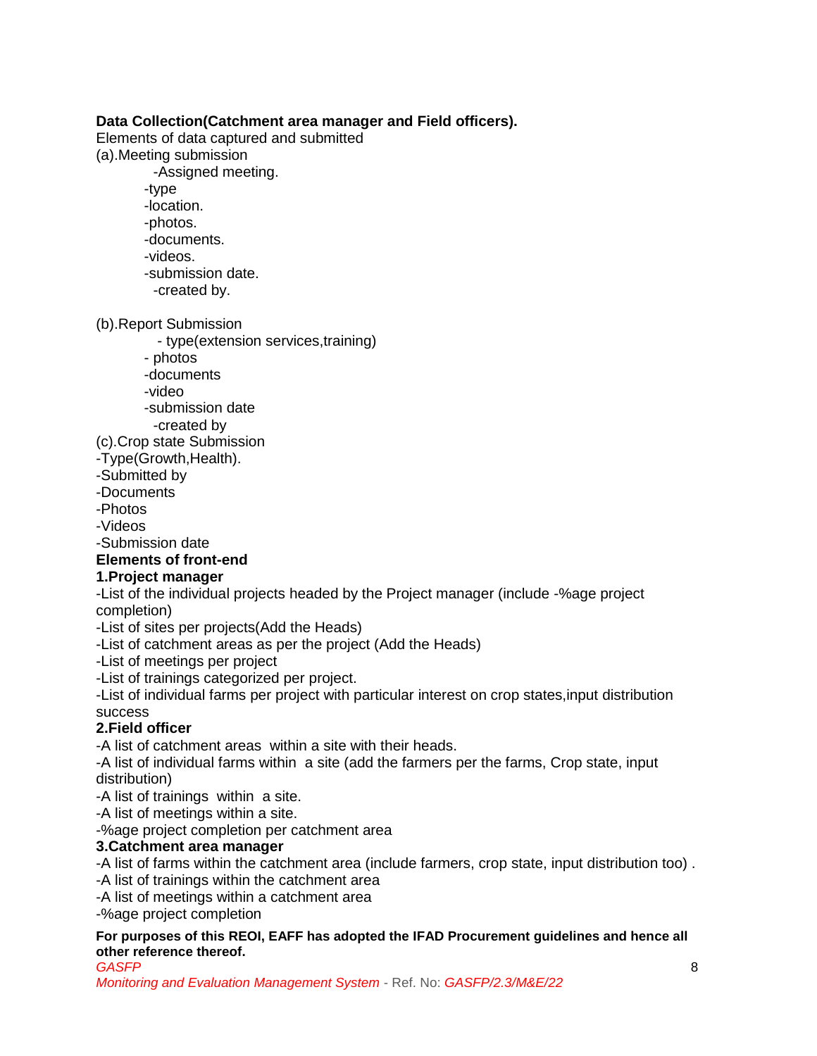**Data Collection(Catchment area manager and Field officers).**

Elements of data captured and submitted

(a).Meeting submission

- -Assigned meeting.
- -type
- -location.
- -photos.
- -documents.
- -videos.
- -submission date.
- -created by.

(b).Report Submission

- - type(extension services,training)
- - photos
- -documents
- -video
- -submission date
- -created by

(c).Crop state Submission

-Type(Growth,Health).

-Submitted by

-Documents

-Photos

-Videos

-Submission date

**Elements of front-end**

**1.Project manager**

-List of the individual projects headed by the Project manager (include -%age project completion)

-List of sites per projects(Add the Heads)

-List of catchment areas as per the project (Add the Heads)

-List of meetings per project

-List of trainings categorized per project.

-List of individual farms per project with particular interest on crop states,input distribution success

**2.Field officer**

-A list of catchment areas within a site with their heads.

-A list of individual farms within a site (add the farmers per the farms, Crop state, input distribution)

-A list of trainings within a site.

-A list of meetings within a site.

-%age project completion per catchment area

**3.Catchment area manager**

-A list of farms within the catchment area (include farmers, crop state, input distribution too) .

-A list of trainings within the catchment area

-A list of meetings within a catchment area

-%age project completion

**For purposes of this REOI, EAFF has adopted the IFAD Procurement guidelines and hence all other reference thereof.**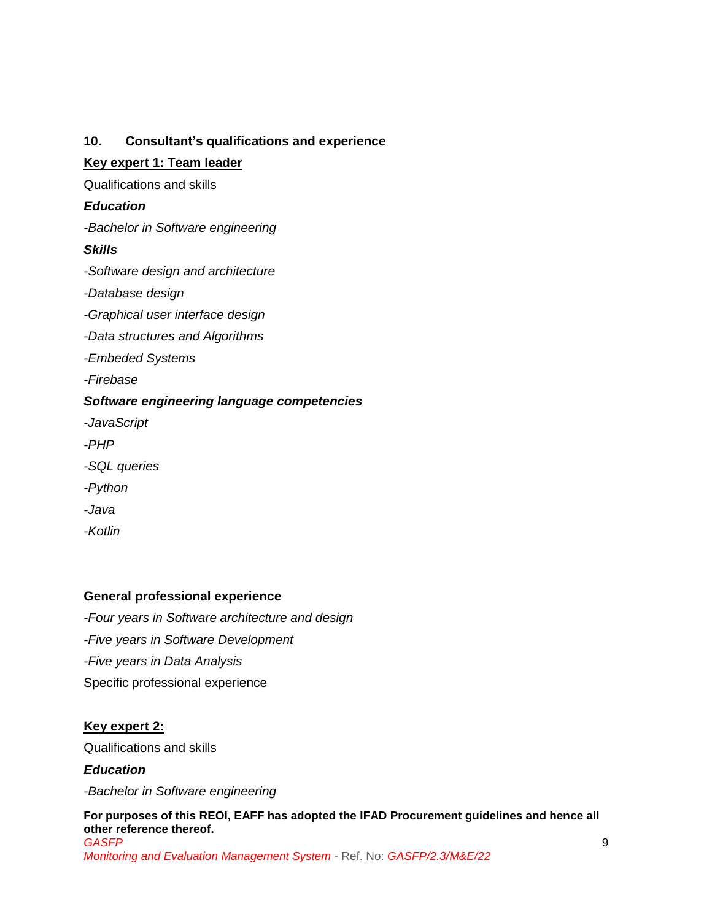## 10. Consultant's qualifications and experience

**Key expert 1: Team leader**

Qualifications and skills

***Education***

*-Bachelor in Software engineering*

***Skills***

*-Software design and architecture*

*-Database design*

*-Graphical user interface design*

*-Data structures and Algorithms*

*-Embeded Systems*

*-Firebase*

***Software engineering language competencies***

*-JavaScript*

*-PHP*

*-SQL queries*

*-Python*

*-Java*

*-Kotlin*

**General professional experience**

*-Four years in Software architecture and design*

*-Five years in Software Development*

*-Five years in Data Analysis*

Specific professional experience

**Key expert 2:**

Qualifications and skills

***Education***

*-Bachelor in Software engineering*

**For purposes of this REOI, EAFF has adopted the IFAD Procurement guidelines and hence all other reference thereof.**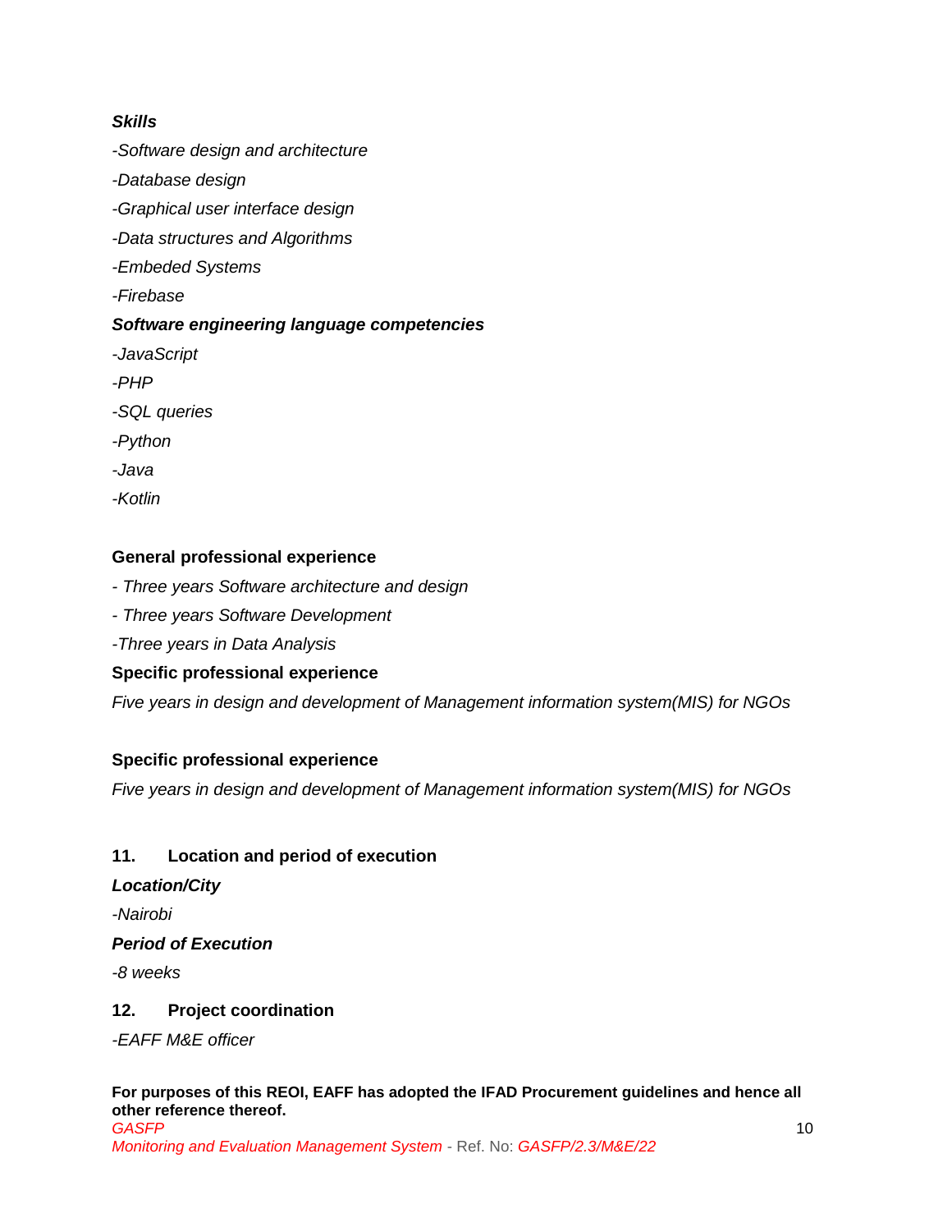***Skills***

*-Software design and architecture*

*-Database design*

*-Graphical user interface design*

*-Data structures and Algorithms*

*-Embeded Systems*

*-Firebase*

***Software engineering language competencies***

*-JavaScript*

*-PHP*

*-SQL queries*

*-Python*

*-Java*

*-Kotlin*

**General professional experience**

*- Three years Software architecture and design*

*- Three years Software Development*

*-Three years in Data Analysis*

**Specific professional experience**

*Five years in design and development of Management information system(MIS) for NGOs*

**Specific professional experience**

*Five years in design and development of Management information system(MIS) for NGOs*

**11. Location and period of execution**

***Location/City***

*-Nairobi*

***Period of Execution***

*-8 weeks*

**12. Project coordination**

*-EAFF M&E officer*

**For purposes of this REOI, EAFF has adopted the IFAD Procurement guidelines and hence all other reference thereof.**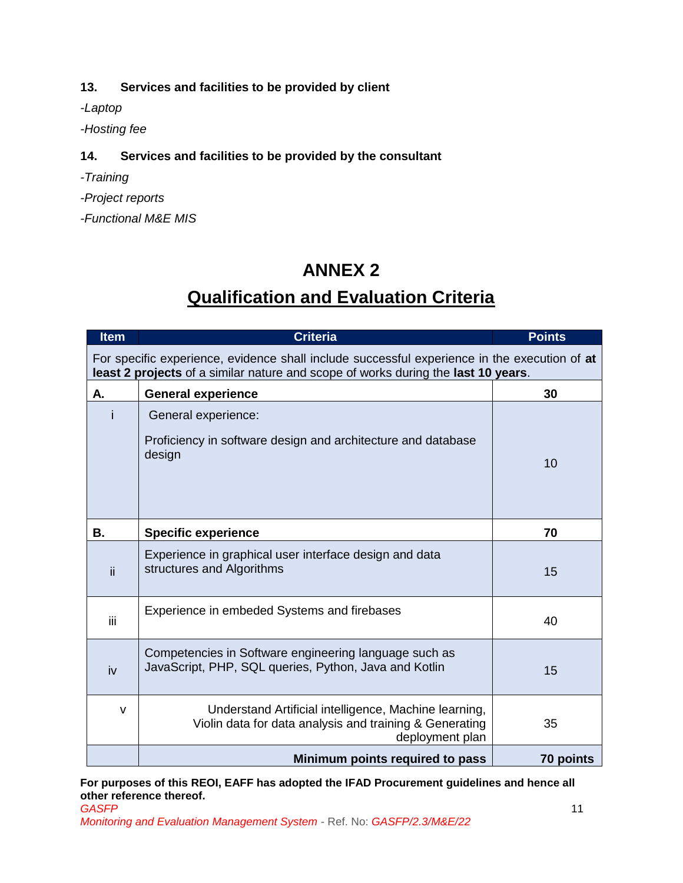**13. Services and facilities to be provided by client**

*-Laptop*

*-Hosting fee*

**14. Services and facilities to be provided by the consultant**

*-Training*

*-Project reports*

*-Functional M&E MIS*

# ANNEX 2

## Qualification and Evaluation Criteria

| Item | Criteria | Points |
|---|---|---|
| For specific experience, evidence shall include successful experience in the execution of **at least 2 projects** of a similar nature and scope of works during the **last 10 years**. | | |
| **A.** | **General experience** | **30** |
| i | General experience:<br><br>Proficiency in software design and architecture and database design | 10 |
| **B.** | **Specific experience** | **70** |
| ii | Experience in graphical user interface design and data structures and Algorithms | 15 |
| iii | Experience in embeded Systems and firebases | 40 |
| iv | Competencies in Software engineering language such as JavaScript, PHP, SQL queries, Python, Java and Kotlin | 15 |
| v | Understand Artificial intelligence, Machine learning, Violin data for data analysis and training & Generating deployment plan | 35 |
| | **Minimum points required to pass** | **70 points** |

**For purposes of this REOI, EAFF has adopted the IFAD Procurement guidelines and hence all other reference thereof.**

*GASFP*
*Monitoring and Evaluation Management System* - Ref. No: *GASFP/2.3/M&E/22*